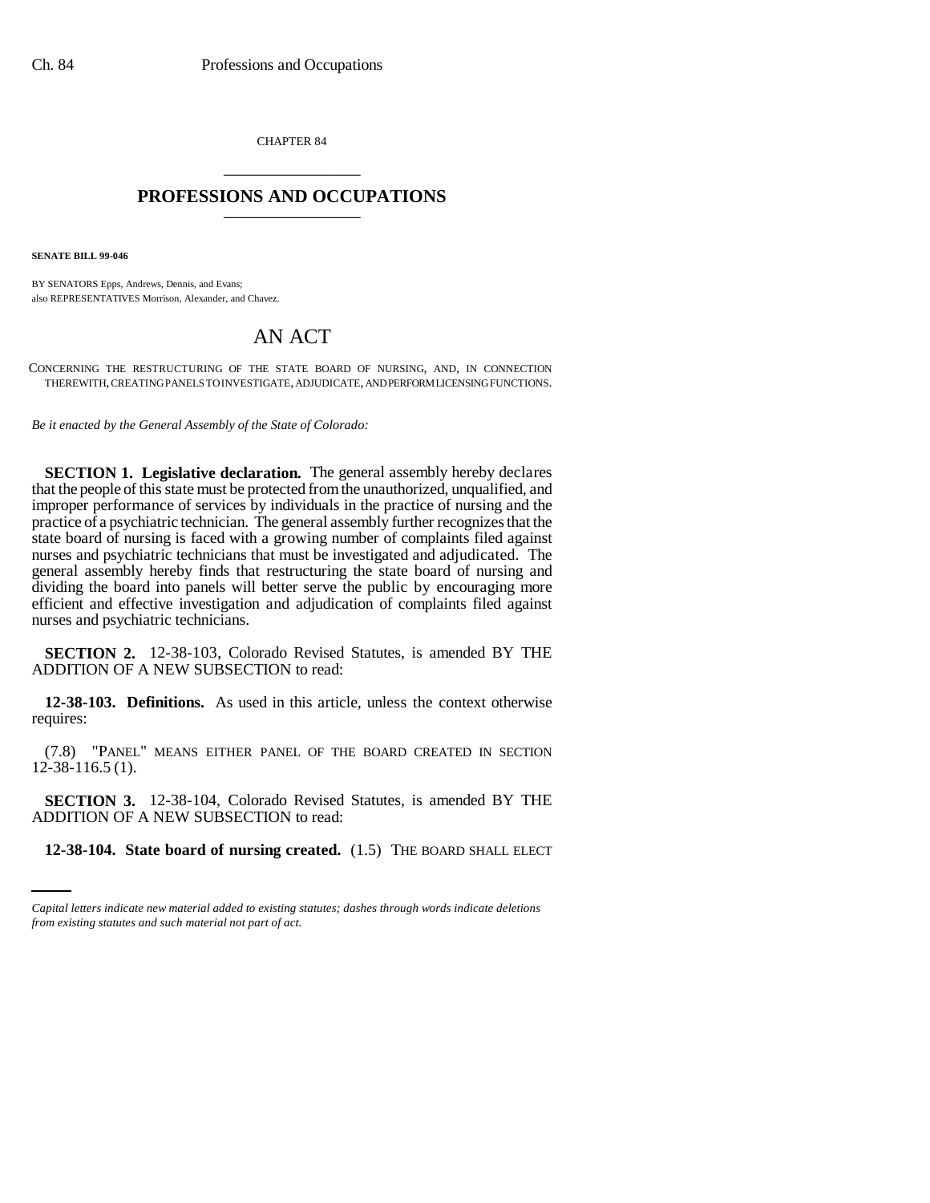CHAPTER 84

# PROFESSIONS AND OCCUPATIONS

**SENATE BILL 99-046**

BY SENATORS Epps, Andrews, Dennis, and Evans;
also REPRESENTATIVES Morrison, Alexander, and Chavez.

# AN ACT

CONCERNING THE RESTRUCTURING OF THE STATE BOARD OF NURSING, AND, IN CONNECTION THEREWITH, CREATING PANELS TO INVESTIGATE, ADJUDICATE, AND PERFORM LICENSING FUNCTIONS.

*Be it enacted by the General Assembly of the State of Colorado:*

**SECTION 1. Legislative declaration.** The general assembly hereby declares that the people of this state must be protected from the unauthorized, unqualified, and improper performance of services by individuals in the practice of nursing and the practice of a psychiatric technician. The general assembly further recognizes that the state board of nursing is faced with a growing number of complaints filed against nurses and psychiatric technicians that must be investigated and adjudicated. The general assembly hereby finds that restructuring the state board of nursing and dividing the board into panels will better serve the public by encouraging more efficient and effective investigation and adjudication of complaints filed against nurses and psychiatric technicians.

**SECTION 2.** 12-38-103, Colorado Revised Statutes, is amended BY THE ADDITION OF A NEW SUBSECTION to read:

**12-38-103. Definitions.** As used in this article, unless the context otherwise requires:

(7.8) "PANEL" MEANS EITHER PANEL OF THE BOARD CREATED IN SECTION 12-38-116.5 (1).

**SECTION 3.** 12-38-104, Colorado Revised Statutes, is amended BY THE ADDITION OF A NEW SUBSECTION to read:

**12-38-104. State board of nursing created.** (1.5) THE BOARD SHALL ELECT

*Capital letters indicate new material added to existing statutes; dashes through words indicate deletions from existing statutes and such material not part of act.*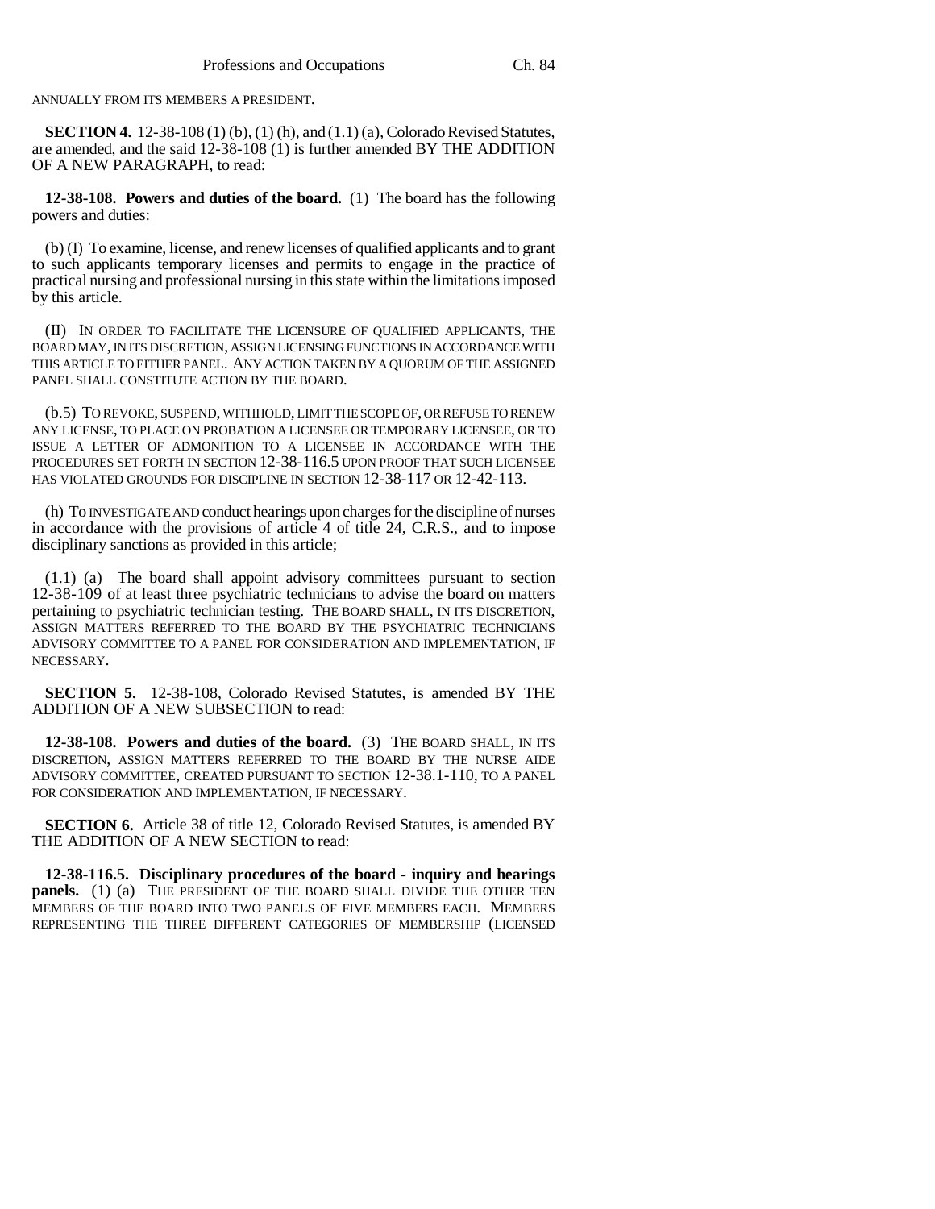ANNUALLY FROM ITS MEMBERS A PRESIDENT.

**SECTION 4.** 12-38-108 (1) (b), (1) (h), and (1.1) (a), Colorado Revised Statutes, are amended, and the said 12-38-108 (1) is further amended BY THE ADDITION OF A NEW PARAGRAPH, to read:

**12-38-108. Powers and duties of the board.** (1) The board has the following powers and duties:

(b) (I) To examine, license, and renew licenses of qualified applicants and to grant to such applicants temporary licenses and permits to engage in the practice of practical nursing and professional nursing in this state within the limitations imposed by this article.

(II) IN ORDER TO FACILITATE THE LICENSURE OF QUALIFIED APPLICANTS, THE BOARD MAY, IN ITS DISCRETION, ASSIGN LICENSING FUNCTIONS IN ACCORDANCE WITH THIS ARTICLE TO EITHER PANEL. ANY ACTION TAKEN BY A QUORUM OF THE ASSIGNED PANEL SHALL CONSTITUTE ACTION BY THE BOARD.

(b.5) TO REVOKE, SUSPEND, WITHHOLD, LIMIT THE SCOPE OF, OR REFUSE TO RENEW ANY LICENSE, TO PLACE ON PROBATION A LICENSEE OR TEMPORARY LICENSEE, OR TO ISSUE A LETTER OF ADMONITION TO A LICENSEE IN ACCORDANCE WITH THE PROCEDURES SET FORTH IN SECTION 12-38-116.5 UPON PROOF THAT SUCH LICENSEE HAS VIOLATED GROUNDS FOR DISCIPLINE IN SECTION 12-38-117 OR 12-42-113.

(h) To INVESTIGATE AND conduct hearings upon charges for the discipline of nurses in accordance with the provisions of article 4 of title 24, C.R.S., and to impose disciplinary sanctions as provided in this article;

(1.1) (a) The board shall appoint advisory committees pursuant to section 12-38-109 of at least three psychiatric technicians to advise the board on matters pertaining to psychiatric technician testing. THE BOARD SHALL, IN ITS DISCRETION, ASSIGN MATTERS REFERRED TO THE BOARD BY THE PSYCHIATRIC TECHNICIANS ADVISORY COMMITTEE TO A PANEL FOR CONSIDERATION AND IMPLEMENTATION, IF NECESSARY.

**SECTION 5.** 12-38-108, Colorado Revised Statutes, is amended BY THE ADDITION OF A NEW SUBSECTION to read:

**12-38-108. Powers and duties of the board.** (3) THE BOARD SHALL, IN ITS DISCRETION, ASSIGN MATTERS REFERRED TO THE BOARD BY THE NURSE AIDE ADVISORY COMMITTEE, CREATED PURSUANT TO SECTION 12-38.1-110, TO A PANEL FOR CONSIDERATION AND IMPLEMENTATION, IF NECESSARY.

**SECTION 6.** Article 38 of title 12, Colorado Revised Statutes, is amended BY THE ADDITION OF A NEW SECTION to read:

**12-38-116.5. Disciplinary procedures of the board - inquiry and hearings panels.** (1) (a) THE PRESIDENT OF THE BOARD SHALL DIVIDE THE OTHER TEN MEMBERS OF THE BOARD INTO TWO PANELS OF FIVE MEMBERS EACH. MEMBERS REPRESENTING THE THREE DIFFERENT CATEGORIES OF MEMBERSHIP (LICENSED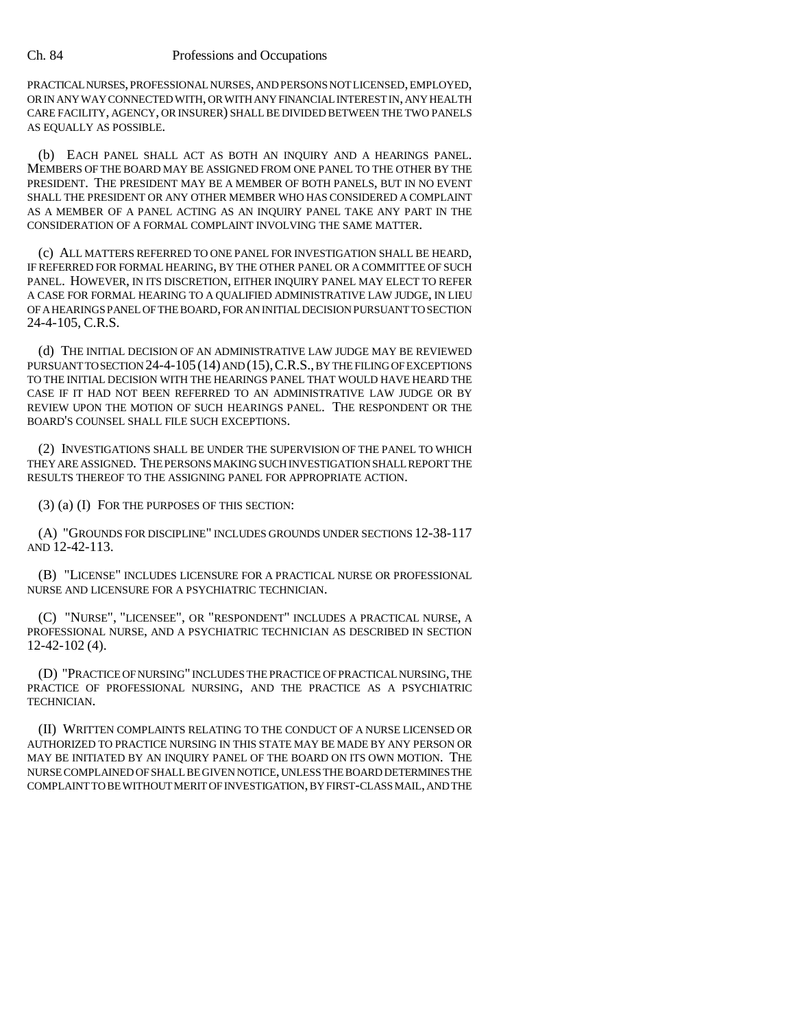PRACTICAL NURSES, PROFESSIONAL NURSES, AND PERSONS NOT LICENSED, EMPLOYED, OR IN ANY WAY CONNECTED WITH, OR WITH ANY FINANCIAL INTEREST IN, ANY HEALTH CARE FACILITY, AGENCY, OR INSURER) SHALL BE DIVIDED BETWEEN THE TWO PANELS AS EQUALLY AS POSSIBLE.

(b) EACH PANEL SHALL ACT AS BOTH AN INQUIRY AND A HEARINGS PANEL. MEMBERS OF THE BOARD MAY BE ASSIGNED FROM ONE PANEL TO THE OTHER BY THE PRESIDENT. THE PRESIDENT MAY BE A MEMBER OF BOTH PANELS, BUT IN NO EVENT SHALL THE PRESIDENT OR ANY OTHER MEMBER WHO HAS CONSIDERED A COMPLAINT AS A MEMBER OF A PANEL ACTING AS AN INQUIRY PANEL TAKE ANY PART IN THE CONSIDERATION OF A FORMAL COMPLAINT INVOLVING THE SAME MATTER.

(c) ALL MATTERS REFERRED TO ONE PANEL FOR INVESTIGATION SHALL BE HEARD, IF REFERRED FOR FORMAL HEARING, BY THE OTHER PANEL OR A COMMITTEE OF SUCH PANEL. HOWEVER, IN ITS DISCRETION, EITHER INQUIRY PANEL MAY ELECT TO REFER A CASE FOR FORMAL HEARING TO A QUALIFIED ADMINISTRATIVE LAW JUDGE, IN LIEU OF A HEARINGS PANEL OF THE BOARD, FOR AN INITIAL DECISION PURSUANT TO SECTION 24-4-105, C.R.S.

(d) THE INITIAL DECISION OF AN ADMINISTRATIVE LAW JUDGE MAY BE REVIEWED PURSUANT TO SECTION 24-4-105 (14) AND (15), C.R.S., BY THE FILING OF EXCEPTIONS TO THE INITIAL DECISION WITH THE HEARINGS PANEL THAT WOULD HAVE HEARD THE CASE IF IT HAD NOT BEEN REFERRED TO AN ADMINISTRATIVE LAW JUDGE OR BY REVIEW UPON THE MOTION OF SUCH HEARINGS PANEL. THE RESPONDENT OR THE BOARD'S COUNSEL SHALL FILE SUCH EXCEPTIONS.

(2) INVESTIGATIONS SHALL BE UNDER THE SUPERVISION OF THE PANEL TO WHICH THEY ARE ASSIGNED. THE PERSONS MAKING SUCH INVESTIGATION SHALL REPORT THE RESULTS THEREOF TO THE ASSIGNING PANEL FOR APPROPRIATE ACTION.

(3) (a) (I) FOR THE PURPOSES OF THIS SECTION:

(A) "GROUNDS FOR DISCIPLINE" INCLUDES GROUNDS UNDER SECTIONS 12-38-117 AND 12-42-113.

(B) "LICENSE" INCLUDES LICENSURE FOR A PRACTICAL NURSE OR PROFESSIONAL NURSE AND LICENSURE FOR A PSYCHIATRIC TECHNICIAN.

(C) "NURSE", "LICENSEE", OR "RESPONDENT" INCLUDES A PRACTICAL NURSE, A PROFESSIONAL NURSE, AND A PSYCHIATRIC TECHNICIAN AS DESCRIBED IN SECTION 12-42-102 (4).

(D) "PRACTICE OF NURSING" INCLUDES THE PRACTICE OF PRACTICAL NURSING, THE PRACTICE OF PROFESSIONAL NURSING, AND THE PRACTICE AS A PSYCHIATRIC TECHNICIAN.

(II) WRITTEN COMPLAINTS RELATING TO THE CONDUCT OF A NURSE LICENSED OR AUTHORIZED TO PRACTICE NURSING IN THIS STATE MAY BE MADE BY ANY PERSON OR MAY BE INITIATED BY AN INQUIRY PANEL OF THE BOARD ON ITS OWN MOTION. THE NURSE COMPLAINED OF SHALL BE GIVEN NOTICE, UNLESS THE BOARD DETERMINES THE COMPLAINT TO BE WITHOUT MERIT OF INVESTIGATION, BY FIRST-CLASS MAIL, AND THE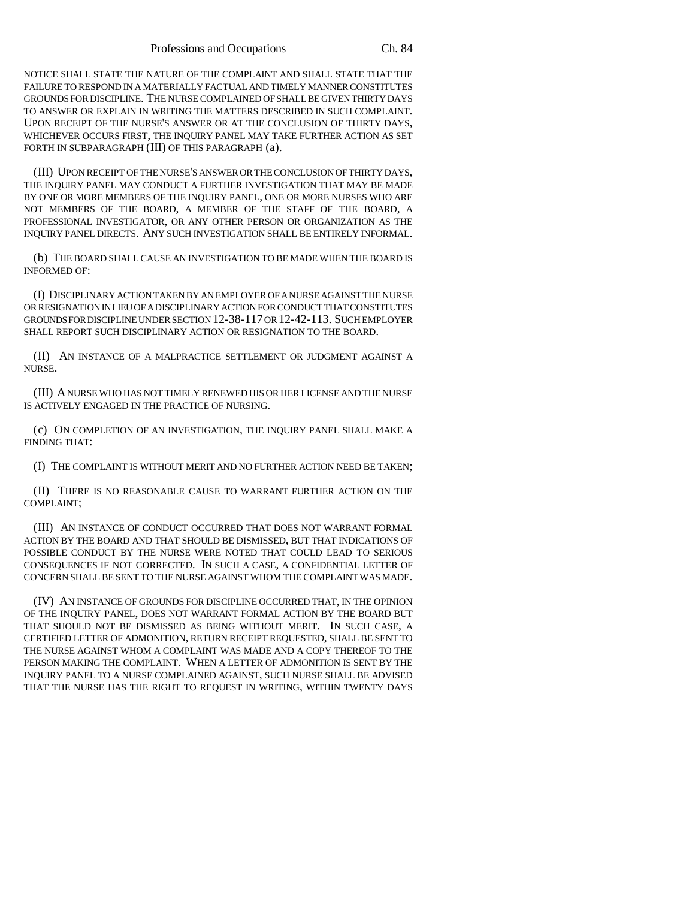NOTICE SHALL STATE THE NATURE OF THE COMPLAINT AND SHALL STATE THAT THE FAILURE TO RESPOND IN A MATERIALLY FACTUAL AND TIMELY MANNER CONSTITUTES GROUNDS FOR DISCIPLINE. THE NURSE COMPLAINED OF SHALL BE GIVEN THIRTY DAYS TO ANSWER OR EXPLAIN IN WRITING THE MATTERS DESCRIBED IN SUCH COMPLAINT. UPON RECEIPT OF THE NURSE'S ANSWER OR AT THE CONCLUSION OF THIRTY DAYS, WHICHEVER OCCURS FIRST, THE INQUIRY PANEL MAY TAKE FURTHER ACTION AS SET FORTH IN SUBPARAGRAPH (III) OF THIS PARAGRAPH (a).

(III) UPON RECEIPT OF THE NURSE'S ANSWER OR THE CONCLUSION OF THIRTY DAYS, THE INQUIRY PANEL MAY CONDUCT A FURTHER INVESTIGATION THAT MAY BE MADE BY ONE OR MORE MEMBERS OF THE INQUIRY PANEL, ONE OR MORE NURSES WHO ARE NOT MEMBERS OF THE BOARD, A MEMBER OF THE STAFF OF THE BOARD, A PROFESSIONAL INVESTIGATOR, OR ANY OTHER PERSON OR ORGANIZATION AS THE INQUIRY PANEL DIRECTS. ANY SUCH INVESTIGATION SHALL BE ENTIRELY INFORMAL.

(b) THE BOARD SHALL CAUSE AN INVESTIGATION TO BE MADE WHEN THE BOARD IS INFORMED OF:

(I) DISCIPLINARY ACTION TAKEN BY AN EMPLOYER OF A NURSE AGAINST THE NURSE OR RESIGNATION IN LIEU OF A DISCIPLINARY ACTION FOR CONDUCT THAT CONSTITUTES GROUNDS FOR DISCIPLINE UNDER SECTION 12-38-117 OR 12-42-113. SUCH EMPLOYER SHALL REPORT SUCH DISCIPLINARY ACTION OR RESIGNATION TO THE BOARD.

(II) AN INSTANCE OF A MALPRACTICE SETTLEMENT OR JUDGMENT AGAINST A NURSE.

(III) A NURSE WHO HAS NOT TIMELY RENEWED HIS OR HER LICENSE AND THE NURSE IS ACTIVELY ENGAGED IN THE PRACTICE OF NURSING.

(c) ON COMPLETION OF AN INVESTIGATION, THE INQUIRY PANEL SHALL MAKE A FINDING THAT:

(I) THE COMPLAINT IS WITHOUT MERIT AND NO FURTHER ACTION NEED BE TAKEN;

(II) THERE IS NO REASONABLE CAUSE TO WARRANT FURTHER ACTION ON THE COMPLAINT;

(III) AN INSTANCE OF CONDUCT OCCURRED THAT DOES NOT WARRANT FORMAL ACTION BY THE BOARD AND THAT SHOULD BE DISMISSED, BUT THAT INDICATIONS OF POSSIBLE CONDUCT BY THE NURSE WERE NOTED THAT COULD LEAD TO SERIOUS CONSEQUENCES IF NOT CORRECTED. IN SUCH A CASE, A CONFIDENTIAL LETTER OF CONCERN SHALL BE SENT TO THE NURSE AGAINST WHOM THE COMPLAINT WAS MADE.

(IV) AN INSTANCE OF GROUNDS FOR DISCIPLINE OCCURRED THAT, IN THE OPINION OF THE INQUIRY PANEL, DOES NOT WARRANT FORMAL ACTION BY THE BOARD BUT THAT SHOULD NOT BE DISMISSED AS BEING WITHOUT MERIT. IN SUCH CASE, A CERTIFIED LETTER OF ADMONITION, RETURN RECEIPT REQUESTED, SHALL BE SENT TO THE NURSE AGAINST WHOM A COMPLAINT WAS MADE AND A COPY THEREOF TO THE PERSON MAKING THE COMPLAINT. WHEN A LETTER OF ADMONITION IS SENT BY THE INQUIRY PANEL TO A NURSE COMPLAINED AGAINST, SUCH NURSE SHALL BE ADVISED THAT THE NURSE HAS THE RIGHT TO REQUEST IN WRITING, WITHIN TWENTY DAYS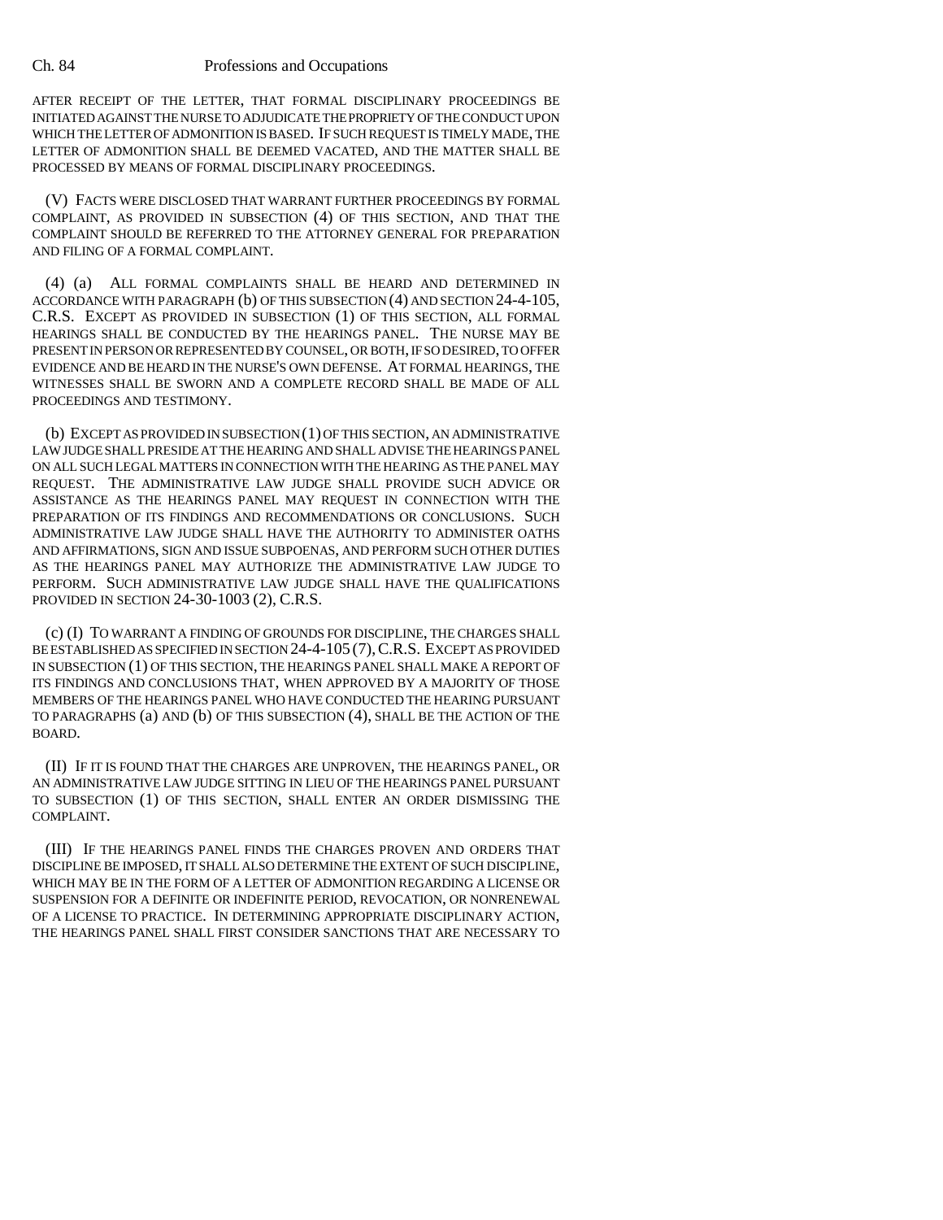AFTER RECEIPT OF THE LETTER, THAT FORMAL DISCIPLINARY PROCEEDINGS BE INITIATED AGAINST THE NURSE TO ADJUDICATE THE PROPRIETY OF THE CONDUCT UPON WHICH THE LETTER OF ADMONITION IS BASED. IF SUCH REQUEST IS TIMELY MADE, THE LETTER OF ADMONITION SHALL BE DEEMED VACATED, AND THE MATTER SHALL BE PROCESSED BY MEANS OF FORMAL DISCIPLINARY PROCEEDINGS.

(V) FACTS WERE DISCLOSED THAT WARRANT FURTHER PROCEEDINGS BY FORMAL COMPLAINT, AS PROVIDED IN SUBSECTION (4) OF THIS SECTION, AND THAT THE COMPLAINT SHOULD BE REFERRED TO THE ATTORNEY GENERAL FOR PREPARATION AND FILING OF A FORMAL COMPLAINT.

(4) (a) ALL FORMAL COMPLAINTS SHALL BE HEARD AND DETERMINED IN ACCORDANCE WITH PARAGRAPH (b) OF THIS SUBSECTION (4) AND SECTION 24-4-105, C.R.S. EXCEPT AS PROVIDED IN SUBSECTION (1) OF THIS SECTION, ALL FORMAL HEARINGS SHALL BE CONDUCTED BY THE HEARINGS PANEL. THE NURSE MAY BE PRESENT IN PERSON OR REPRESENTED BY COUNSEL, OR BOTH, IF SO DESIRED, TO OFFER EVIDENCE AND BE HEARD IN THE NURSE'S OWN DEFENSE. AT FORMAL HEARINGS, THE WITNESSES SHALL BE SWORN AND A COMPLETE RECORD SHALL BE MADE OF ALL PROCEEDINGS AND TESTIMONY.

(b) EXCEPT AS PROVIDED IN SUBSECTION (1) OF THIS SECTION, AN ADMINISTRATIVE LAW JUDGE SHALL PRESIDE AT THE HEARING AND SHALL ADVISE THE HEARINGS PANEL ON ALL SUCH LEGAL MATTERS IN CONNECTION WITH THE HEARING AS THE PANEL MAY REQUEST. THE ADMINISTRATIVE LAW JUDGE SHALL PROVIDE SUCH ADVICE OR ASSISTANCE AS THE HEARINGS PANEL MAY REQUEST IN CONNECTION WITH THE PREPARATION OF ITS FINDINGS AND RECOMMENDATIONS OR CONCLUSIONS. SUCH ADMINISTRATIVE LAW JUDGE SHALL HAVE THE AUTHORITY TO ADMINISTER OATHS AND AFFIRMATIONS, SIGN AND ISSUE SUBPOENAS, AND PERFORM SUCH OTHER DUTIES AS THE HEARINGS PANEL MAY AUTHORIZE THE ADMINISTRATIVE LAW JUDGE TO PERFORM. SUCH ADMINISTRATIVE LAW JUDGE SHALL HAVE THE QUALIFICATIONS PROVIDED IN SECTION 24-30-1003 (2), C.R.S.

(c) (I) TO WARRANT A FINDING OF GROUNDS FOR DISCIPLINE, THE CHARGES SHALL BE ESTABLISHED AS SPECIFIED IN SECTION 24-4-105 (7), C.R.S. EXCEPT AS PROVIDED IN SUBSECTION (1) OF THIS SECTION, THE HEARINGS PANEL SHALL MAKE A REPORT OF ITS FINDINGS AND CONCLUSIONS THAT, WHEN APPROVED BY A MAJORITY OF THOSE MEMBERS OF THE HEARINGS PANEL WHO HAVE CONDUCTED THE HEARING PURSUANT TO PARAGRAPHS (a) AND (b) OF THIS SUBSECTION (4), SHALL BE THE ACTION OF THE BOARD.

(II) IF IT IS FOUND THAT THE CHARGES ARE UNPROVEN, THE HEARINGS PANEL, OR AN ADMINISTRATIVE LAW JUDGE SITTING IN LIEU OF THE HEARINGS PANEL PURSUANT TO SUBSECTION (1) OF THIS SECTION, SHALL ENTER AN ORDER DISMISSING THE COMPLAINT.

(III) IF THE HEARINGS PANEL FINDS THE CHARGES PROVEN AND ORDERS THAT DISCIPLINE BE IMPOSED, IT SHALL ALSO DETERMINE THE EXTENT OF SUCH DISCIPLINE, WHICH MAY BE IN THE FORM OF A LETTER OF ADMONITION REGARDING A LICENSE OR SUSPENSION FOR A DEFINITE OR INDEFINITE PERIOD, REVOCATION, OR NONRENEWAL OF A LICENSE TO PRACTICE. IN DETERMINING APPROPRIATE DISCIPLINARY ACTION, THE HEARINGS PANEL SHALL FIRST CONSIDER SANCTIONS THAT ARE NECESSARY TO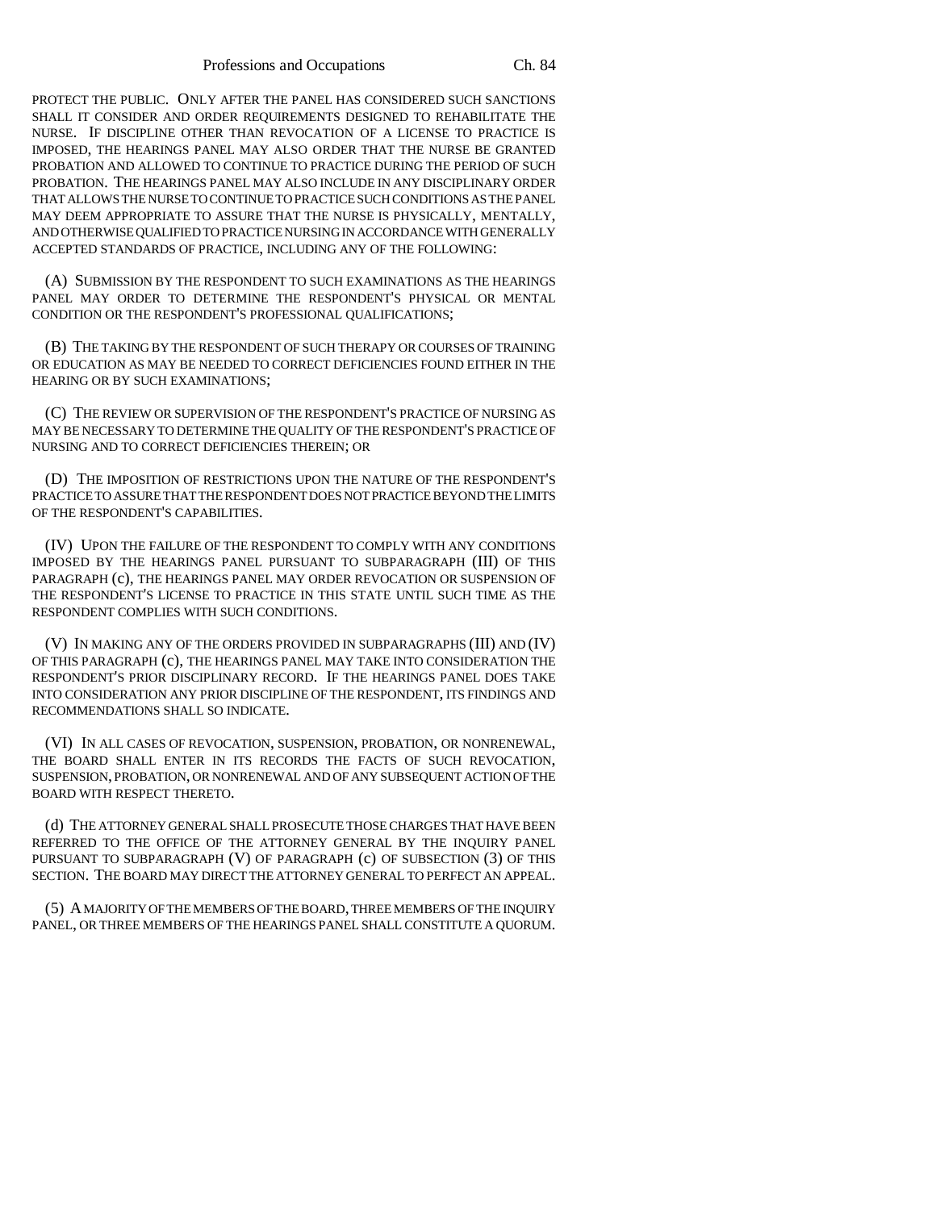PROTECT THE PUBLIC. ONLY AFTER THE PANEL HAS CONSIDERED SUCH SANCTIONS SHALL IT CONSIDER AND ORDER REQUIREMENTS DESIGNED TO REHABILITATE THE NURSE. IF DISCIPLINE OTHER THAN REVOCATION OF A LICENSE TO PRACTICE IS IMPOSED, THE HEARINGS PANEL MAY ALSO ORDER THAT THE NURSE BE GRANTED PROBATION AND ALLOWED TO CONTINUE TO PRACTICE DURING THE PERIOD OF SUCH PROBATION. THE HEARINGS PANEL MAY ALSO INCLUDE IN ANY DISCIPLINARY ORDER THAT ALLOWS THE NURSE TO CONTINUE TO PRACTICE SUCH CONDITIONS AS THE PANEL MAY DEEM APPROPRIATE TO ASSURE THAT THE NURSE IS PHYSICALLY, MENTALLY, AND OTHERWISE QUALIFIED TO PRACTICE NURSING IN ACCORDANCE WITH GENERALLY ACCEPTED STANDARDS OF PRACTICE, INCLUDING ANY OF THE FOLLOWING:

(A) SUBMISSION BY THE RESPONDENT TO SUCH EXAMINATIONS AS THE HEARINGS PANEL MAY ORDER TO DETERMINE THE RESPONDENT'S PHYSICAL OR MENTAL CONDITION OR THE RESPONDENT'S PROFESSIONAL QUALIFICATIONS;

(B) THE TAKING BY THE RESPONDENT OF SUCH THERAPY OR COURSES OF TRAINING OR EDUCATION AS MAY BE NEEDED TO CORRECT DEFICIENCIES FOUND EITHER IN THE HEARING OR BY SUCH EXAMINATIONS;

(C) THE REVIEW OR SUPERVISION OF THE RESPONDENT'S PRACTICE OF NURSING AS MAY BE NECESSARY TO DETERMINE THE QUALITY OF THE RESPONDENT'S PRACTICE OF NURSING AND TO CORRECT DEFICIENCIES THEREIN; OR

(D) THE IMPOSITION OF RESTRICTIONS UPON THE NATURE OF THE RESPONDENT'S PRACTICE TO ASSURE THAT THE RESPONDENT DOES NOT PRACTICE BEYOND THE LIMITS OF THE RESPONDENT'S CAPABILITIES.

(IV) UPON THE FAILURE OF THE RESPONDENT TO COMPLY WITH ANY CONDITIONS IMPOSED BY THE HEARINGS PANEL PURSUANT TO SUBPARAGRAPH (III) OF THIS PARAGRAPH (c), THE HEARINGS PANEL MAY ORDER REVOCATION OR SUSPENSION OF THE RESPONDENT'S LICENSE TO PRACTICE IN THIS STATE UNTIL SUCH TIME AS THE RESPONDENT COMPLIES WITH SUCH CONDITIONS.

(V) IN MAKING ANY OF THE ORDERS PROVIDED IN SUBPARAGRAPHS (III) AND (IV) OF THIS PARAGRAPH (c), THE HEARINGS PANEL MAY TAKE INTO CONSIDERATION THE RESPONDENT'S PRIOR DISCIPLINARY RECORD. IF THE HEARINGS PANEL DOES TAKE INTO CONSIDERATION ANY PRIOR DISCIPLINE OF THE RESPONDENT, ITS FINDINGS AND RECOMMENDATIONS SHALL SO INDICATE.

(VI) IN ALL CASES OF REVOCATION, SUSPENSION, PROBATION, OR NONRENEWAL, THE BOARD SHALL ENTER IN ITS RECORDS THE FACTS OF SUCH REVOCATION, SUSPENSION, PROBATION, OR NONRENEWAL AND OF ANY SUBSEQUENT ACTION OF THE BOARD WITH RESPECT THERETO.

(d) THE ATTORNEY GENERAL SHALL PROSECUTE THOSE CHARGES THAT HAVE BEEN REFERRED TO THE OFFICE OF THE ATTORNEY GENERAL BY THE INQUIRY PANEL PURSUANT TO SUBPARAGRAPH (V) OF PARAGRAPH (c) OF SUBSECTION (3) OF THIS SECTION. THE BOARD MAY DIRECT THE ATTORNEY GENERAL TO PERFECT AN APPEAL.

(5) A MAJORITY OF THE MEMBERS OF THE BOARD, THREE MEMBERS OF THE INQUIRY PANEL, OR THREE MEMBERS OF THE HEARINGS PANEL SHALL CONSTITUTE A QUORUM.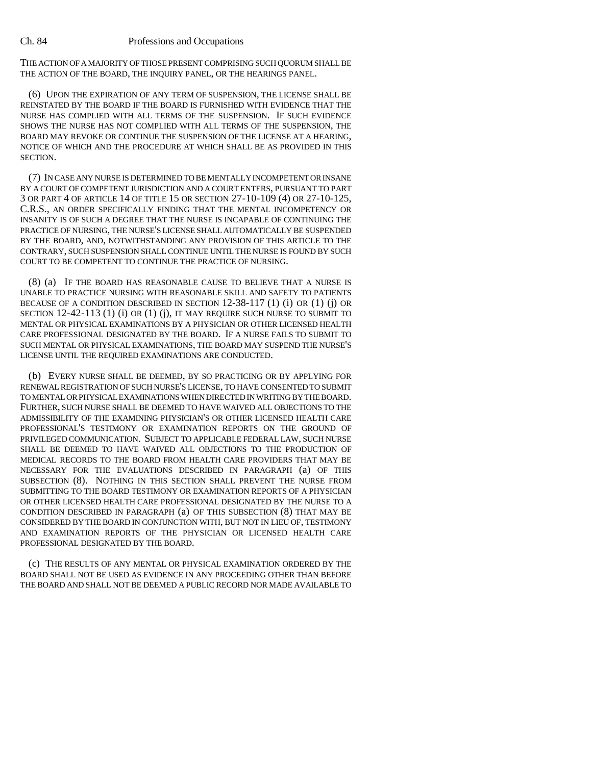THE ACTION OF A MAJORITY OF THOSE PRESENT COMPRISING SUCH QUORUM SHALL BE THE ACTION OF THE BOARD, THE INQUIRY PANEL, OR THE HEARINGS PANEL.

(6) UPON THE EXPIRATION OF ANY TERM OF SUSPENSION, THE LICENSE SHALL BE REINSTATED BY THE BOARD IF THE BOARD IS FURNISHED WITH EVIDENCE THAT THE NURSE HAS COMPLIED WITH ALL TERMS OF THE SUSPENSION. IF SUCH EVIDENCE SHOWS THE NURSE HAS NOT COMPLIED WITH ALL TERMS OF THE SUSPENSION, THE BOARD MAY REVOKE OR CONTINUE THE SUSPENSION OF THE LICENSE AT A HEARING, NOTICE OF WHICH AND THE PROCEDURE AT WHICH SHALL BE AS PROVIDED IN THIS SECTION.

(7) IN CASE ANY NURSE IS DETERMINED TO BE MENTALLY INCOMPETENT OR INSANE BY A COURT OF COMPETENT JURISDICTION AND A COURT ENTERS, PURSUANT TO PART 3 OR PART 4 OF ARTICLE 14 OF TITLE 15 OR SECTION 27-10-109 (4) OR 27-10-125, C.R.S., AN ORDER SPECIFICALLY FINDING THAT THE MENTAL INCOMPETENCY OR INSANITY IS OF SUCH A DEGREE THAT THE NURSE IS INCAPABLE OF CONTINUING THE PRACTICE OF NURSING, THE NURSE'S LICENSE SHALL AUTOMATICALLY BE SUSPENDED BY THE BOARD, AND, NOTWITHSTANDING ANY PROVISION OF THIS ARTICLE TO THE CONTRARY, SUCH SUSPENSION SHALL CONTINUE UNTIL THE NURSE IS FOUND BY SUCH COURT TO BE COMPETENT TO CONTINUE THE PRACTICE OF NURSING.

(8) (a) IF THE BOARD HAS REASONABLE CAUSE TO BELIEVE THAT A NURSE IS UNABLE TO PRACTICE NURSING WITH REASONABLE SKILL AND SAFETY TO PATIENTS BECAUSE OF A CONDITION DESCRIBED IN SECTION 12-38-117 (1) (i) OR (1) (j) OR SECTION 12-42-113 (1) (i) OR (1) (j), IT MAY REQUIRE SUCH NURSE TO SUBMIT TO MENTAL OR PHYSICAL EXAMINATIONS BY A PHYSICIAN OR OTHER LICENSED HEALTH CARE PROFESSIONAL DESIGNATED BY THE BOARD. IF A NURSE FAILS TO SUBMIT TO SUCH MENTAL OR PHYSICAL EXAMINATIONS, THE BOARD MAY SUSPEND THE NURSE'S LICENSE UNTIL THE REQUIRED EXAMINATIONS ARE CONDUCTED.

(b) EVERY NURSE SHALL BE DEEMED, BY SO PRACTICING OR BY APPLYING FOR RENEWAL REGISTRATION OF SUCH NURSE'S LICENSE, TO HAVE CONSENTED TO SUBMIT TO MENTAL OR PHYSICAL EXAMINATIONS WHEN DIRECTED IN WRITING BY THE BOARD. FURTHER, SUCH NURSE SHALL BE DEEMED TO HAVE WAIVED ALL OBJECTIONS TO THE ADMISSIBILITY OF THE EXAMINING PHYSICIAN'S OR OTHER LICENSED HEALTH CARE PROFESSIONAL'S TESTIMONY OR EXAMINATION REPORTS ON THE GROUND OF PRIVILEGED COMMUNICATION. SUBJECT TO APPLICABLE FEDERAL LAW, SUCH NURSE SHALL BE DEEMED TO HAVE WAIVED ALL OBJECTIONS TO THE PRODUCTION OF MEDICAL RECORDS TO THE BOARD FROM HEALTH CARE PROVIDERS THAT MAY BE NECESSARY FOR THE EVALUATIONS DESCRIBED IN PARAGRAPH (a) OF THIS SUBSECTION (8). NOTHING IN THIS SECTION SHALL PREVENT THE NURSE FROM SUBMITTING TO THE BOARD TESTIMONY OR EXAMINATION REPORTS OF A PHYSICIAN OR OTHER LICENSED HEALTH CARE PROFESSIONAL DESIGNATED BY THE NURSE TO A CONDITION DESCRIBED IN PARAGRAPH (a) OF THIS SUBSECTION (8) THAT MAY BE CONSIDERED BY THE BOARD IN CONJUNCTION WITH, BUT NOT IN LIEU OF, TESTIMONY AND EXAMINATION REPORTS OF THE PHYSICIAN OR LICENSED HEALTH CARE PROFESSIONAL DESIGNATED BY THE BOARD.

(c) THE RESULTS OF ANY MENTAL OR PHYSICAL EXAMINATION ORDERED BY THE BOARD SHALL NOT BE USED AS EVIDENCE IN ANY PROCEEDING OTHER THAN BEFORE THE BOARD AND SHALL NOT BE DEEMED A PUBLIC RECORD NOR MADE AVAILABLE TO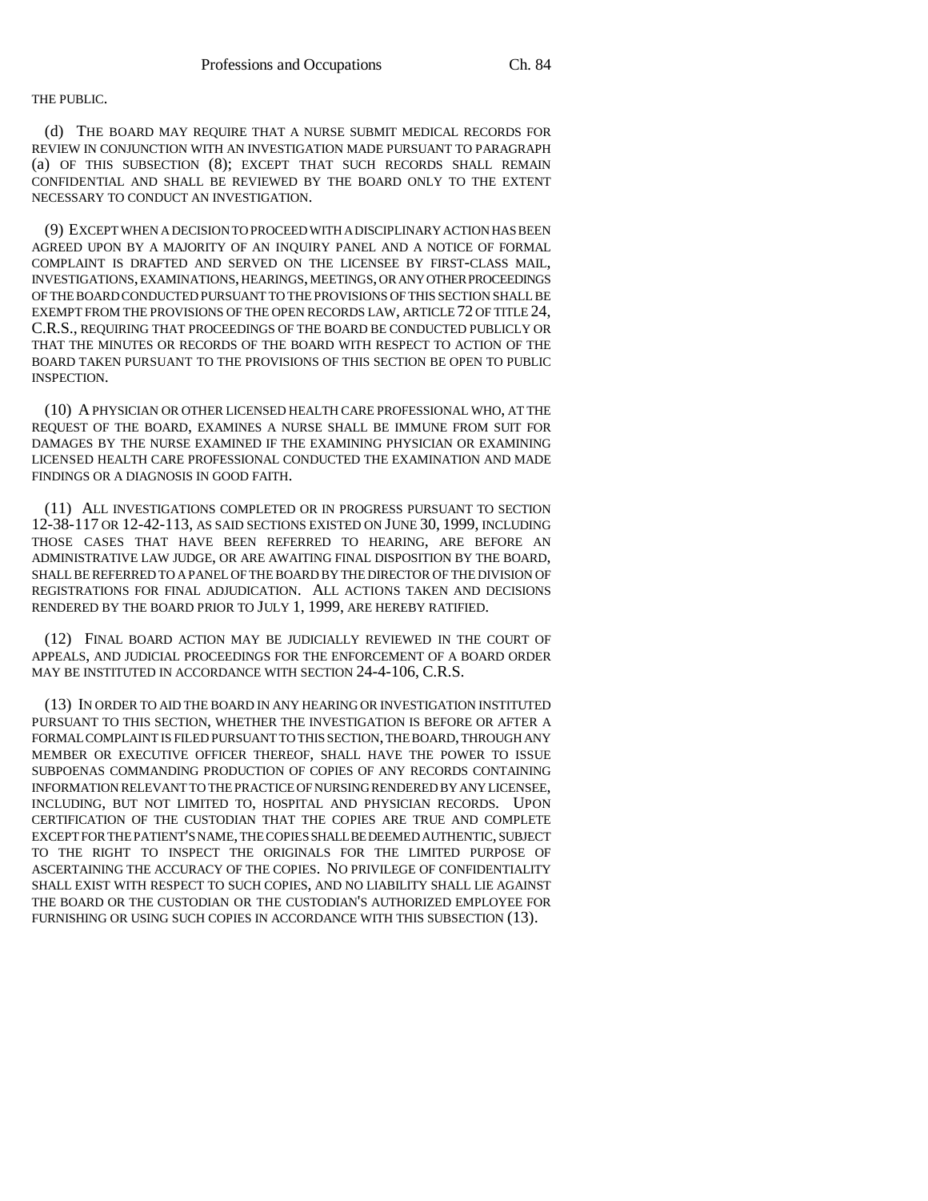THE PUBLIC.

(d) THE BOARD MAY REQUIRE THAT A NURSE SUBMIT MEDICAL RECORDS FOR REVIEW IN CONJUNCTION WITH AN INVESTIGATION MADE PURSUANT TO PARAGRAPH (a) OF THIS SUBSECTION (8); EXCEPT THAT SUCH RECORDS SHALL REMAIN CONFIDENTIAL AND SHALL BE REVIEWED BY THE BOARD ONLY TO THE EXTENT NECESSARY TO CONDUCT AN INVESTIGATION.

(9) EXCEPT WHEN A DECISION TO PROCEED WITH A DISCIPLINARY ACTION HAS BEEN AGREED UPON BY A MAJORITY OF AN INQUIRY PANEL AND A NOTICE OF FORMAL COMPLAINT IS DRAFTED AND SERVED ON THE LICENSEE BY FIRST-CLASS MAIL, INVESTIGATIONS, EXAMINATIONS, HEARINGS, MEETINGS, OR ANY OTHER PROCEEDINGS OF THE BOARD CONDUCTED PURSUANT TO THE PROVISIONS OF THIS SECTION SHALL BE EXEMPT FROM THE PROVISIONS OF THE OPEN RECORDS LAW, ARTICLE 72 OF TITLE 24, C.R.S., REQUIRING THAT PROCEEDINGS OF THE BOARD BE CONDUCTED PUBLICLY OR THAT THE MINUTES OR RECORDS OF THE BOARD WITH RESPECT TO ACTION OF THE BOARD TAKEN PURSUANT TO THE PROVISIONS OF THIS SECTION BE OPEN TO PUBLIC INSPECTION.

(10) A PHYSICIAN OR OTHER LICENSED HEALTH CARE PROFESSIONAL WHO, AT THE REQUEST OF THE BOARD, EXAMINES A NURSE SHALL BE IMMUNE FROM SUIT FOR DAMAGES BY THE NURSE EXAMINED IF THE EXAMINING PHYSICIAN OR EXAMINING LICENSED HEALTH CARE PROFESSIONAL CONDUCTED THE EXAMINATION AND MADE FINDINGS OR A DIAGNOSIS IN GOOD FAITH.

(11) ALL INVESTIGATIONS COMPLETED OR IN PROGRESS PURSUANT TO SECTION 12-38-117 OR 12-42-113, AS SAID SECTIONS EXISTED ON JUNE 30, 1999, INCLUDING THOSE CASES THAT HAVE BEEN REFERRED TO HEARING, ARE BEFORE AN ADMINISTRATIVE LAW JUDGE, OR ARE AWAITING FINAL DISPOSITION BY THE BOARD, SHALL BE REFERRED TO A PANEL OF THE BOARD BY THE DIRECTOR OF THE DIVISION OF REGISTRATIONS FOR FINAL ADJUDICATION. ALL ACTIONS TAKEN AND DECISIONS RENDERED BY THE BOARD PRIOR TO JULY 1, 1999, ARE HEREBY RATIFIED.

(12) FINAL BOARD ACTION MAY BE JUDICIALLY REVIEWED IN THE COURT OF APPEALS, AND JUDICIAL PROCEEDINGS FOR THE ENFORCEMENT OF A BOARD ORDER MAY BE INSTITUTED IN ACCORDANCE WITH SECTION 24-4-106, C.R.S.

(13) IN ORDER TO AID THE BOARD IN ANY HEARING OR INVESTIGATION INSTITUTED PURSUANT TO THIS SECTION, WHETHER THE INVESTIGATION IS BEFORE OR AFTER A FORMAL COMPLAINT IS FILED PURSUANT TO THIS SECTION, THE BOARD, THROUGH ANY MEMBER OR EXECUTIVE OFFICER THEREOF, SHALL HAVE THE POWER TO ISSUE SUBPOENAS COMMANDING PRODUCTION OF COPIES OF ANY RECORDS CONTAINING INFORMATION RELEVANT TO THE PRACTICE OF NURSING RENDERED BY ANY LICENSEE, INCLUDING, BUT NOT LIMITED TO, HOSPITAL AND PHYSICIAN RECORDS. UPON CERTIFICATION OF THE CUSTODIAN THAT THE COPIES ARE TRUE AND COMPLETE EXCEPT FOR THE PATIENT'S NAME, THE COPIES SHALL BE DEEMED AUTHENTIC, SUBJECT TO THE RIGHT TO INSPECT THE ORIGINALS FOR THE LIMITED PURPOSE OF ASCERTAINING THE ACCURACY OF THE COPIES. NO PRIVILEGE OF CONFIDENTIALITY SHALL EXIST WITH RESPECT TO SUCH COPIES, AND NO LIABILITY SHALL LIE AGAINST THE BOARD OR THE CUSTODIAN OR THE CUSTODIAN'S AUTHORIZED EMPLOYEE FOR FURNISHING OR USING SUCH COPIES IN ACCORDANCE WITH THIS SUBSECTION (13).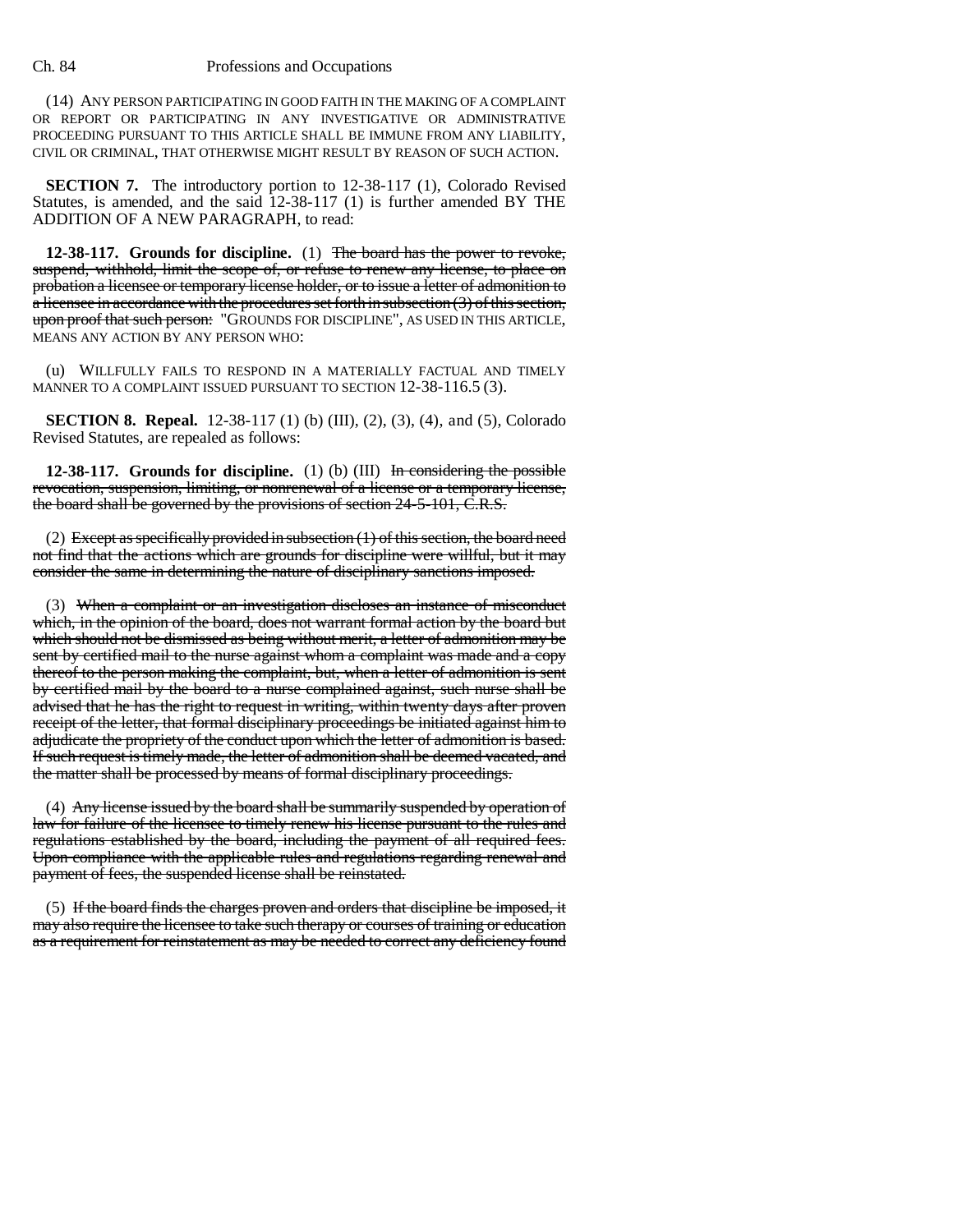(14) ANY PERSON PARTICIPATING IN GOOD FAITH IN THE MAKING OF A COMPLAINT OR REPORT OR PARTICIPATING IN ANY INVESTIGATIVE OR ADMINISTRATIVE PROCEEDING PURSUANT TO THIS ARTICLE SHALL BE IMMUNE FROM ANY LIABILITY, CIVIL OR CRIMINAL, THAT OTHERWISE MIGHT RESULT BY REASON OF SUCH ACTION.

**SECTION 7.** The introductory portion to 12-38-117 (1), Colorado Revised Statutes, is amended, and the said 12-38-117 (1) is further amended BY THE ADDITION OF A NEW PARAGRAPH, to read:

**12-38-117. Grounds for discipline.** (1) ~~The board has the power to revoke, suspend, withhold, limit the scope of, or refuse to renew any license, to place on probation a licensee or temporary license holder, or to issue a letter of admonition to a licensee in accordance with the procedures set forth in subsection (3) of this section, upon proof that such person:~~ "GROUNDS FOR DISCIPLINE", AS USED IN THIS ARTICLE, MEANS ANY ACTION BY ANY PERSON WHO:

(u) WILLFULLY FAILS TO RESPOND IN A MATERIALLY FACTUAL AND TIMELY MANNER TO A COMPLAINT ISSUED PURSUANT TO SECTION 12-38-116.5 (3).

**SECTION 8. Repeal.** 12-38-117 (1) (b) (III), (2), (3), (4), and (5), Colorado Revised Statutes, are repealed as follows:

**12-38-117. Grounds for discipline.** (1) (b) (III) ~~In considering the possible revocation, suspension, limiting, or nonrenewal of a license or a temporary license, the board shall be governed by the provisions of section 24-5-101, C.R.S.~~

(2) ~~Except as specifically provided in subsection (1) of this section, the board need not find that the actions which are grounds for discipline were willful, but it may consider the same in determining the nature of disciplinary sanctions imposed.~~

(3) ~~When a complaint or an investigation discloses an instance of misconduct which, in the opinion of the board, does not warrant formal action by the board but which should not be dismissed as being without merit, a letter of admonition may be sent by certified mail to the nurse against whom a complaint was made and a copy thereof to the person making the complaint, but, when a letter of admonition is sent by certified mail by the board to a nurse complained against, such nurse shall be advised that he has the right to request in writing, within twenty days after proven receipt of the letter, that formal disciplinary proceedings be initiated against him to adjudicate the propriety of the conduct upon which the letter of admonition is based. If such request is timely made, the letter of admonition shall be deemed vacated, and the matter shall be processed by means of formal disciplinary proceedings.~~

(4) ~~Any license issued by the board shall be summarily suspended by operation of law for failure of the licensee to timely renew his license pursuant to the rules and regulations established by the board, including the payment of all required fees. Upon compliance with the applicable rules and regulations regarding renewal and payment of fees, the suspended license shall be reinstated.~~

(5) ~~If the board finds the charges proven and orders that discipline be imposed, it may also require the licensee to take such therapy or courses of training or education as a requirement for reinstatement as may be needed to correct any deficiency found~~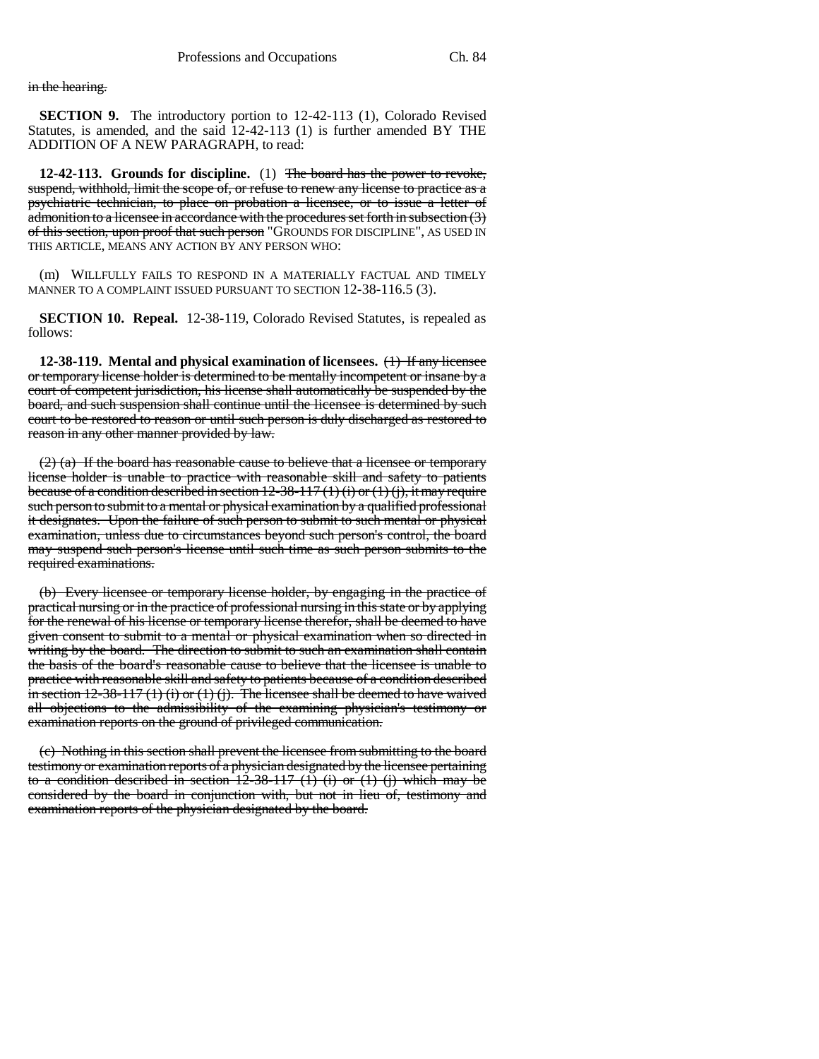in the hearing.

**SECTION 9.** The introductory portion to 12-42-113 (1), Colorado Revised Statutes, is amended, and the said 12-42-113 (1) is further amended BY THE ADDITION OF A NEW PARAGRAPH, to read:

**12-42-113. Grounds for discipline.** (1) ~~The board has the power to revoke, suspend, withhold, limit the scope of, or refuse to renew any license to practice as a psychiatric technician, to place on probation a licensee, or to issue a letter of admonition to a licensee in accordance with the procedures set forth in subsection (3) of this section, upon proof that such person~~ "GROUNDS FOR DISCIPLINE", AS USED IN THIS ARTICLE, MEANS ANY ACTION BY ANY PERSON WHO:

(m) WILLFULLY FAILS TO RESPOND IN A MATERIALLY FACTUAL AND TIMELY MANNER TO A COMPLAINT ISSUED PURSUANT TO SECTION 12-38-116.5 (3).

**SECTION 10. Repeal.** 12-38-119, Colorado Revised Statutes, is repealed as follows:

**12-38-119. Mental and physical examination of licensees.** ~~(1) If any licensee or temporary license holder is determined to be mentally incompetent or insane by a court of competent jurisdiction, his license shall automatically be suspended by the board, and such suspension shall continue until the licensee is determined by such court to be restored to reason or until such person is duly discharged as restored to reason in any other manner provided by law.~~

~~(2) (a) If the board has reasonable cause to believe that a licensee or temporary license holder is unable to practice with reasonable skill and safety to patients because of a condition described in section 12-38-117 (1) (i) or (1) (j), it may require such person to submit to a mental or physical examination by a qualified professional it designates. Upon the failure of such person to submit to such mental or physical examination, unless due to circumstances beyond such person's control, the board may suspend such person's license until such time as such person submits to the required examinations.~~

~~(b) Every licensee or temporary license holder, by engaging in the practice of practical nursing or in the practice of professional nursing in this state or by applying for the renewal of his license or temporary license therefor, shall be deemed to have given consent to submit to a mental or physical examination when so directed in writing by the board. The direction to submit to such an examination shall contain the basis of the board's reasonable cause to believe that the licensee is unable to practice with reasonable skill and safety to patients because of a condition described in section 12-38-117 (1) (i) or (1) (j). The licensee shall be deemed to have waived all objections to the admissibility of the examining physician's testimony or examination reports on the ground of privileged communication.~~

~~(c) Nothing in this section shall prevent the licensee from submitting to the board testimony or examination reports of a physician designated by the licensee pertaining to a condition described in section 12-38-117 (1) (i) or (1) (j) which may be considered by the board in conjunction with, but not in lieu of, testimony and examination reports of the physician designated by the board.~~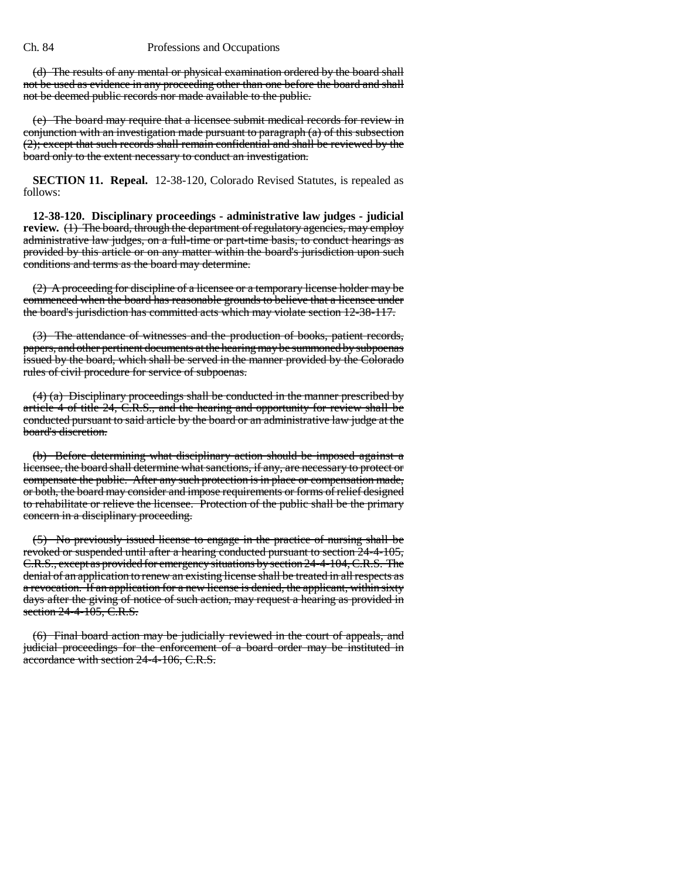(d) ~~The results of any mental or physical examination ordered by the board shall not be used as evidence in any proceeding other than one before the board and shall not be deemed public records nor made available to the public.~~

(e) ~~The board may require that a licensee submit medical records for review in conjunction with an investigation made pursuant to paragraph (a) of this subsection (2); except that such records shall remain confidential and shall be reviewed by the board only to the extent necessary to conduct an investigation.~~

**SECTION 11. Repeal.** 12-38-120, Colorado Revised Statutes, is repealed as follows:

**12-38-120. Disciplinary proceedings - administrative law judges - judicial review.** ~~(1) The board, through the department of regulatory agencies, may employ administrative law judges, on a full-time or part-time basis, to conduct hearings as provided by this article or on any matter within the board's jurisdiction upon such conditions and terms as the board may determine.~~

~~(2) A proceeding for discipline of a licensee or a temporary license holder may be commenced when the board has reasonable grounds to believe that a licensee under the board's jurisdiction has committed acts which may violate section 12-38-117.~~

~~(3) The attendance of witnesses and the production of books, patient records, papers, and other pertinent documents at the hearing may be summoned by subpoenas issued by the board, which shall be served in the manner provided by the Colorado rules of civil procedure for service of subpoenas.~~

~~(4) (a) Disciplinary proceedings shall be conducted in the manner prescribed by article 4 of title 24, C.R.S., and the hearing and opportunity for review shall be conducted pursuant to said article by the board or an administrative law judge at the board's discretion.~~

~~(b) Before determining what disciplinary action should be imposed against a licensee, the board shall determine what sanctions, if any, are necessary to protect or compensate the public. After any such protection is in place or compensation made, or both, the board may consider and impose requirements or forms of relief designed to rehabilitate or relieve the licensee. Protection of the public shall be the primary concern in a disciplinary proceeding.~~

~~(5) No previously issued license to engage in the practice of nursing shall be revoked or suspended until after a hearing conducted pursuant to section 24-4-105, C.R.S., except as provided for emergency situations by section 24-4-104, C.R.S. The denial of an application to renew an existing license shall be treated in all respects as a revocation. If an application for a new license is denied, the applicant, within sixty days after the giving of notice of such action, may request a hearing as provided in section 24-4-105, C.R.S.~~

~~(6) Final board action may be judicially reviewed in the court of appeals, and judicial proceedings for the enforcement of a board order may be instituted in accordance with section 24-4-106, C.R.S.~~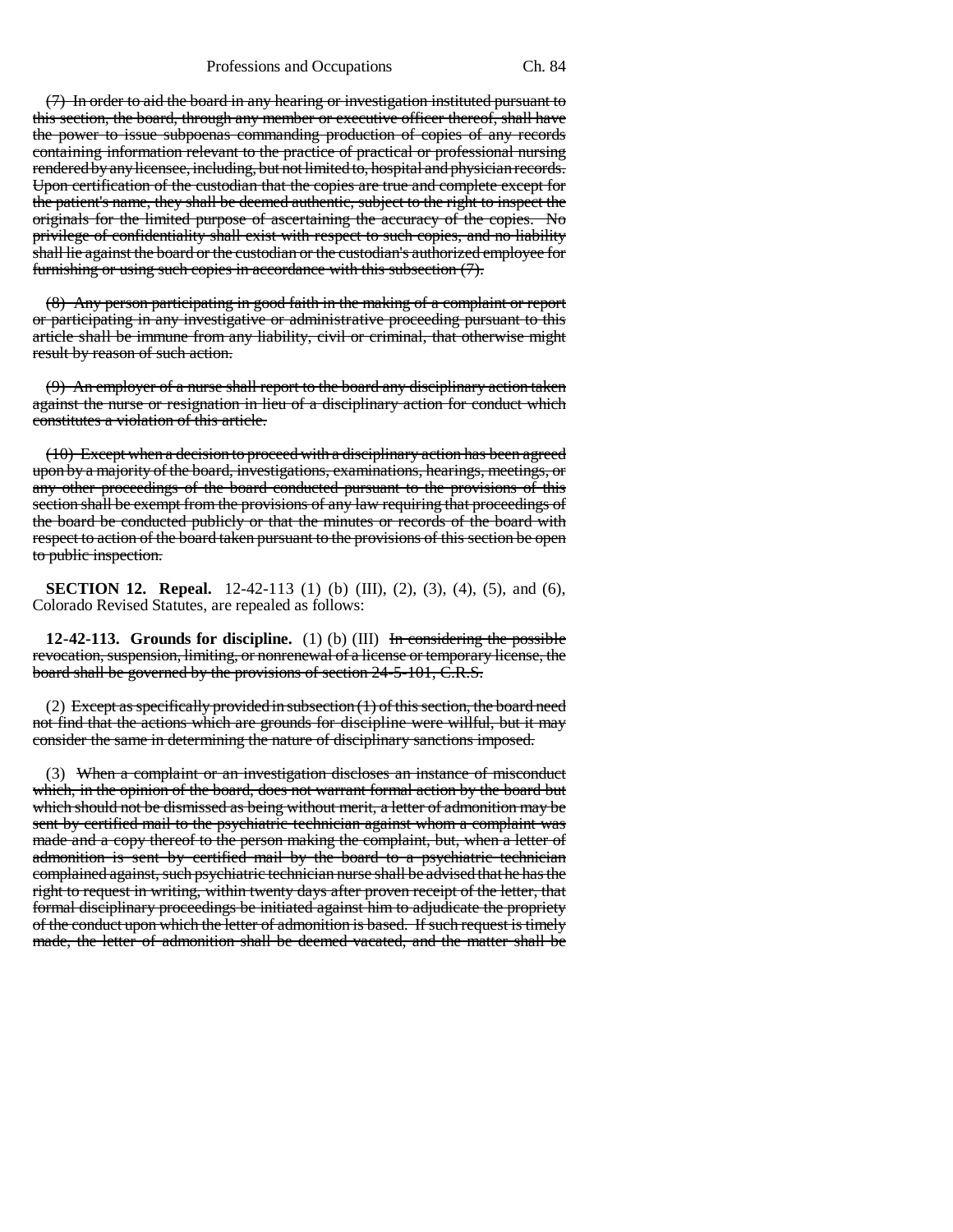(7) In order to aid the board in any hearing or investigation instituted pursuant to this section, the board, through any member or executive officer thereof, shall have the power to issue subpoenas commanding production of copies of any records containing information relevant to the practice of practical or professional nursing rendered by any licensee, including, but not limited to, hospital and physician records. Upon certification of the custodian that the copies are true and complete except for the patient's name, they shall be deemed authentic, subject to the right to inspect the originals for the limited purpose of ascertaining the accuracy of the copies. No privilege of confidentiality shall exist with respect to such copies, and no liability shall lie against the board or the custodian or the custodian's authorized employee for furnishing or using such copies in accordance with this subsection (7).

(8) Any person participating in good faith in the making of a complaint or report or participating in any investigative or administrative proceeding pursuant to this article shall be immune from any liability, civil or criminal, that otherwise might result by reason of such action.

(9) An employer of a nurse shall report to the board any disciplinary action taken against the nurse or resignation in lieu of a disciplinary action for conduct which constitutes a violation of this article.

(10) Except when a decision to proceed with a disciplinary action has been agreed upon by a majority of the board, investigations, examinations, hearings, meetings, or any other proceedings of the board conducted pursuant to the provisions of this section shall be exempt from the provisions of any law requiring that proceedings of the board be conducted publicly or that the minutes or records of the board with respect to action of the board taken pursuant to the provisions of this section be open to public inspection.

**SECTION 12. Repeal.** 12-42-113 (1) (b) (III), (2), (3), (4), (5), and (6), Colorado Revised Statutes, are repealed as follows:

**12-42-113. Grounds for discipline.** (1) (b) (III) In considering the possible revocation, suspension, limiting, or nonrenewal of a license or temporary license, the board shall be governed by the provisions of section 24-5-101, C.R.S.

(2) Except as specifically provided in subsection (1) of this section, the board need not find that the actions which are grounds for discipline were willful, but it may consider the same in determining the nature of disciplinary sanctions imposed.

(3) When a complaint or an investigation discloses an instance of misconduct which, in the opinion of the board, does not warrant formal action by the board but which should not be dismissed as being without merit, a letter of admonition may be sent by certified mail to the psychiatric technician against whom a complaint was made and a copy thereof to the person making the complaint, but, when a letter of admonition is sent by certified mail by the board to a psychiatric technician complained against, such psychiatric technician nurse shall be advised that he has the right to request in writing, within twenty days after proven receipt of the letter, that formal disciplinary proceedings be initiated against him to adjudicate the propriety of the conduct upon which the letter of admonition is based. If such request is timely made, the letter of admonition shall be deemed vacated, and the matter shall be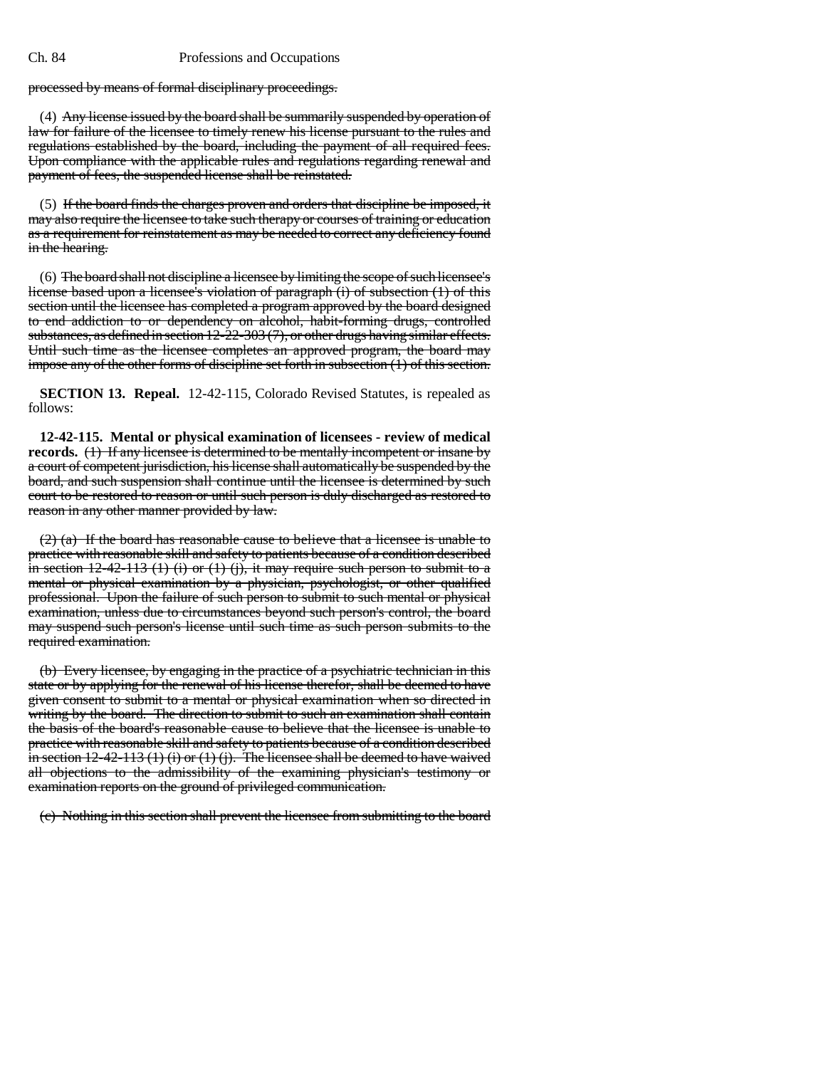processed by means of formal disciplinary proceedings.

(4) ~~Any license issued by the board shall be summarily suspended by operation of law for failure of the licensee to timely renew his license pursuant to the rules and regulations established by the board, including the payment of all required fees. Upon compliance with the applicable rules and regulations regarding renewal and payment of fees, the suspended license shall be reinstated.~~

(5) ~~If the board finds the charges proven and orders that discipline be imposed, it may also require the licensee to take such therapy or courses of training or education as a requirement for reinstatement as may be needed to correct any deficiency found in the hearing.~~

(6) ~~The board shall not discipline a licensee by limiting the scope of such licensee's license based upon a licensee's violation of paragraph (i) of subsection (1) of this section until the licensee has completed a program approved by the board designed to end addiction to or dependency on alcohol, habit-forming drugs, controlled substances, as defined in section 12-22-303 (7), or other drugs having similar effects. Until such time as the licensee completes an approved program, the board may impose any of the other forms of discipline set forth in subsection (1) of this section.~~

**SECTION 13. Repeal.** 12-42-115, Colorado Revised Statutes, is repealed as follows:

**12-42-115. Mental or physical examination of licensees - review of medical records.** ~~(1) If any licensee is determined to be mentally incompetent or insane by a court of competent jurisdiction, his license shall automatically be suspended by the board, and such suspension shall continue until the licensee is determined by such court to be restored to reason or until such person is duly discharged as restored to reason in any other manner provided by law.~~

~~(2) (a) If the board has reasonable cause to believe that a licensee is unable to practice with reasonable skill and safety to patients because of a condition described in section 12-42-113 (1) (i) or (1) (j), it may require such person to submit to a mental or physical examination by a physician, psychologist, or other qualified professional. Upon the failure of such person to submit to such mental or physical examination, unless due to circumstances beyond such person's control, the board may suspend such person's license until such time as such person submits to the required examination.~~

~~(b) Every licensee, by engaging in the practice of a psychiatric technician in this state or by applying for the renewal of his license therefor, shall be deemed to have given consent to submit to a mental or physical examination when so directed in writing by the board. The direction to submit to such an examination shall contain the basis of the board's reasonable cause to believe that the licensee is unable to practice with reasonable skill and safety to patients because of a condition described in section 12-42-113 (1) (i) or (1) (j). The licensee shall be deemed to have waived all objections to the admissibility of the examining physician's testimony or examination reports on the ground of privileged communication.~~

~~(c) Nothing in this section shall prevent the licensee from submitting to the board~~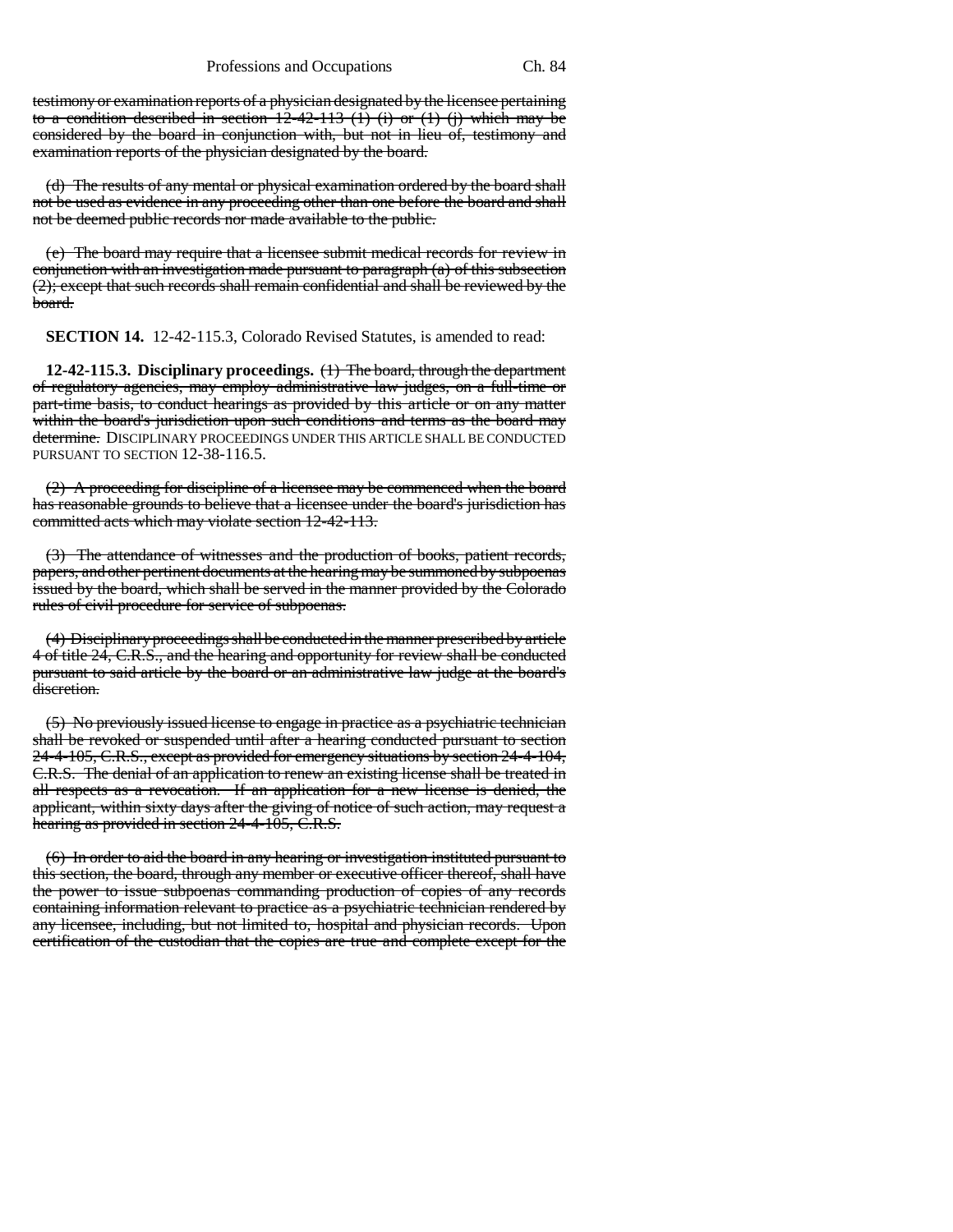testimony or examination reports of a physician designated by the licensee pertaining to a condition described in section 12-42-113 (1) (i) or (1) (j) which may be considered by the board in conjunction with, but not in lieu of, testimony and examination reports of the physician designated by the board.

(d) The results of any mental or physical examination ordered by the board shall not be used as evidence in any proceeding other than one before the board and shall not be deemed public records nor made available to the public.

(e) The board may require that a licensee submit medical records for review in conjunction with an investigation made pursuant to paragraph (a) of this subsection (2); except that such records shall remain confidential and shall be reviewed by the board.

**SECTION 14.** 12-42-115.3, Colorado Revised Statutes, is amended to read:

**12-42-115.3. Disciplinary proceedings.** (1) The board, through the department of regulatory agencies, may employ administrative law judges, on a full-time or part-time basis, to conduct hearings as provided by this article or on any matter within the board's jurisdiction upon such conditions and terms as the board may determine. DISCIPLINARY PROCEEDINGS UNDER THIS ARTICLE SHALL BE CONDUCTED PURSUANT TO SECTION 12-38-116.5.

(2) A proceeding for discipline of a licensee may be commenced when the board has reasonable grounds to believe that a licensee under the board's jurisdiction has committed acts which may violate section 12-42-113.

(3) The attendance of witnesses and the production of books, patient records, papers, and other pertinent documents at the hearing may be summoned by subpoenas issued by the board, which shall be served in the manner provided by the Colorado rules of civil procedure for service of subpoenas.

(4) Disciplinary proceedings shall be conducted in the manner prescribed by article 4 of title 24, C.R.S., and the hearing and opportunity for review shall be conducted pursuant to said article by the board or an administrative law judge at the board's discretion.

(5) No previously issued license to engage in practice as a psychiatric technician shall be revoked or suspended until after a hearing conducted pursuant to section 24-4-105, C.R.S., except as provided for emergency situations by section 24-4-104, C.R.S. The denial of an application to renew an existing license shall be treated in all respects as a revocation. If an application for a new license is denied, the applicant, within sixty days after the giving of notice of such action, may request a hearing as provided in section 24-4-105, C.R.S.

(6) In order to aid the board in any hearing or investigation instituted pursuant to this section, the board, through any member or executive officer thereof, shall have the power to issue subpoenas commanding production of copies of any records containing information relevant to practice as a psychiatric technician rendered by any licensee, including, but not limited to, hospital and physician records. Upon certification of the custodian that the copies are true and complete except for the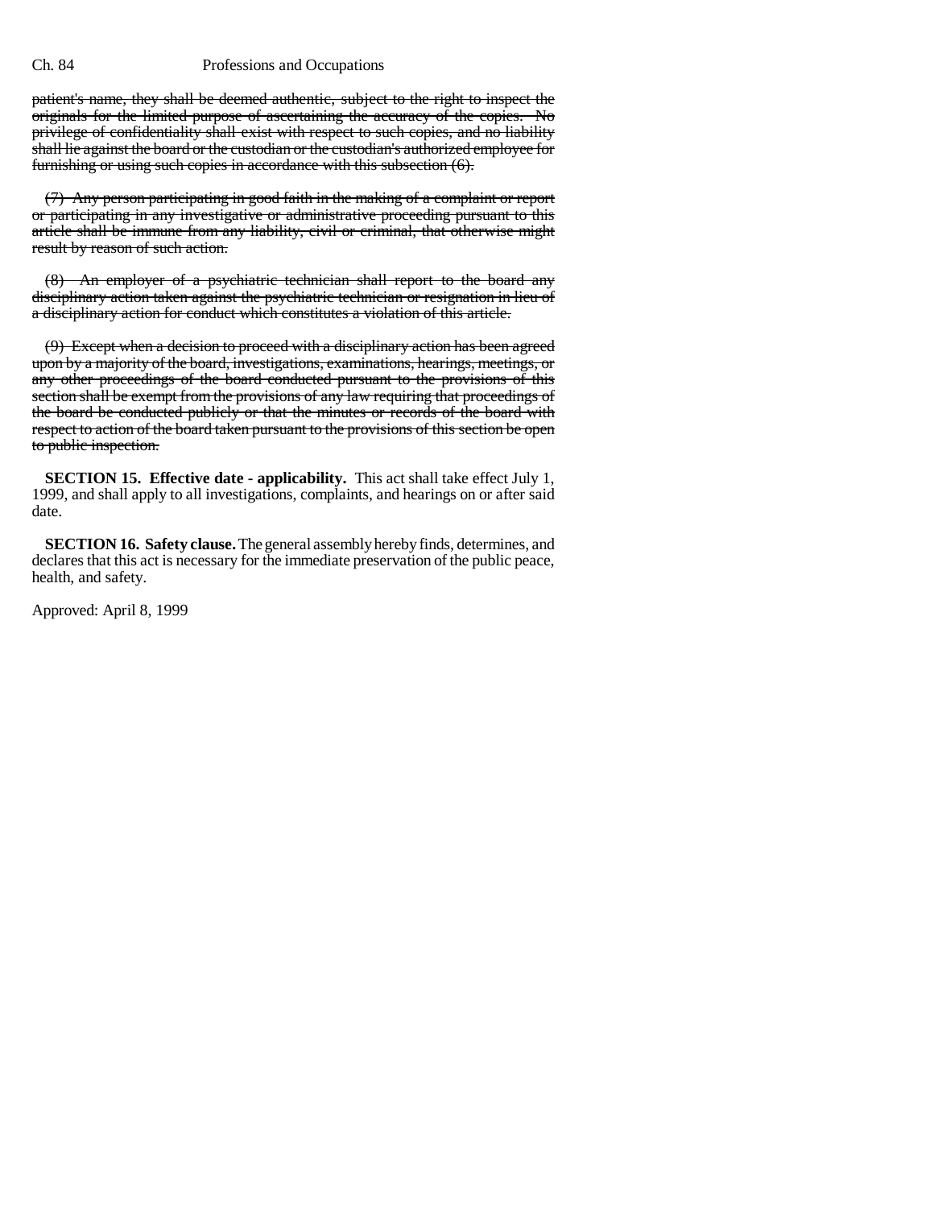~~patient's name, they shall be deemed authentic, subject to the right to inspect the originals for the limited purpose of ascertaining the accuracy of the copies. No privilege of confidentiality shall exist with respect to such copies, and no liability shall lie against the board or the custodian or the custodian's authorized employee for furnishing or using such copies in accordance with this subsection (6).~~

~~(7) Any person participating in good faith in the making of a complaint or report or participating in any investigative or administrative proceeding pursuant to this article shall be immune from any liability, civil or criminal, that otherwise might result by reason of such action.~~

~~(8) An employer of a psychiatric technician shall report to the board any disciplinary action taken against the psychiatric technician or resignation in lieu of a disciplinary action for conduct which constitutes a violation of this article.~~

~~(9) Except when a decision to proceed with a disciplinary action has been agreed upon by a majority of the board, investigations, examinations, hearings, meetings, or any other proceedings of the board conducted pursuant to the provisions of this section shall be exempt from the provisions of any law requiring that proceedings of the board be conducted publicly or that the minutes or records of the board with respect to action of the board taken pursuant to the provisions of this section be open to public inspection.~~

**SECTION 15. Effective date - applicability.** This act shall take effect July 1, 1999, and shall apply to all investigations, complaints, and hearings on or after said date.

**SECTION 16. Safety clause.** The general assembly hereby finds, determines, and declares that this act is necessary for the immediate preservation of the public peace, health, and safety.

Approved: April 8, 1999